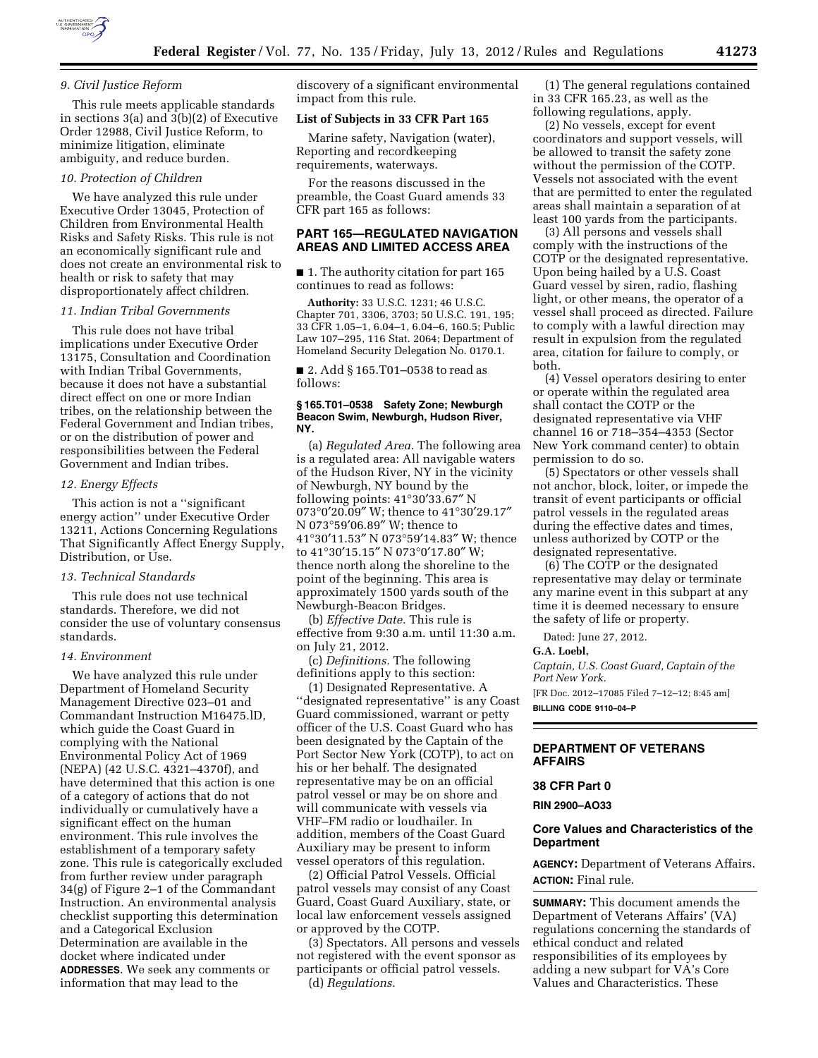### 9. Civil Justice Reform

This rule meets applicable standards in sections 3(a) and 3(b)(2) of Executive Order 12988, Civil Justice Reform, to minimize litigation, eliminate ambiguity, and reduce burden.

### 10. Protection of Children

We have analyzed this rule under Executive Order 13045, Protection of Children from Environmental Health Risks and Safety Risks. This rule is not an economically significant rule and does not create an environmental risk to health or risk to safety that may disproportionately affect children.

### 11. Indian Tribal Governments

This rule does not have tribal implications under Executive Order 13175, Consultation and Coordination with Indian Tribal Governments, because it does not have a substantial direct effect on one or more Indian tribes, on the relationship between the Federal Government and Indian tribes, or on the distribution of power and responsibilities between the Federal Government and Indian tribes.

### 12. Energy Effects

This action is not a ''significant energy action'' under Executive Order 13211, Actions Concerning Regulations That Significantly Affect Energy Supply, Distribution, or Use.

### 13. Technical Standards

This rule does not use technical standards. Therefore, we did not consider the use of voluntary consensus standards.

### 14. Environment

We have analyzed this rule under Department of Homeland Security Management Directive 023–01 and Commandant Instruction M16475.lD, which guide the Coast Guard in complying with the National Environmental Policy Act of 1969 (NEPA) (42 U.S.C. 4321–4370f), and have determined that this action is one of a category of actions that do not individually or cumulatively have a significant effect on the human environment. This rule involves the establishment of a temporary safety zone. This rule is categorically excluded from further review under paragraph 34(g) of Figure 2–1 of the Commandant Instruction. An environmental analysis checklist supporting this determination and a Categorical Exclusion Determination are available in the docket where indicated under **ADDRESSES**. We seek any comments or information that may lead to the discovery of a significant environmental impact from this rule.

**List of Subjects in 33 CFR Part 165**

Marine safety, Navigation (water), Reporting and recordkeeping requirements, waterways.

For the reasons discussed in the preamble, the Coast Guard amends 33 CFR part 165 as follows:

## PART 165—REGULATED NAVIGATION AREAS AND LIMITED ACCESS AREA

■ 1. The authority citation for part 165 continues to read as follows:

**Authority:** 33 U.S.C. 1231; 46 U.S.C. Chapter 701, 3306, 3703; 50 U.S.C. 191, 195; 33 CFR 1.05–1, 6.04–1, 6.04–6, 160.5; Public Law 107–295, 116 Stat. 2064; Department of Homeland Security Delegation No. 0170.1.

■ 2. Add § 165.T01–0538 to read as follows:

**§ 165.T01–0538 Safety Zone; Newburgh Beacon Swim, Newburgh, Hudson River, NY.**

(a) *Regulated Area.* The following area is a regulated area: All navigable waters of the Hudson River, NY in the vicinity of Newburgh, NY bound by the following points: 41°30′33.67″ N 073°0′20.09″ W; thence to 41°30′29.17″ N 073°59′06.89″ W; thence to 41°30′11.53″ N 073°59′14.83″ W; thence to 41°30′15.15″ N 073°0′17.80″ W; thence north along the shoreline to the point of the beginning. This area is approximately 1500 yards south of the Newburgh-Beacon Bridges.

(b) *Effective Date.* This rule is effective from 9:30 a.m. until 11:30 a.m. on July 21, 2012.

(c) *Definitions.* The following definitions apply to this section:

(1) Designated Representative. A ''designated representative'' is any Coast Guard commissioned, warrant or petty officer of the U.S. Coast Guard who has been designated by the Captain of the Port Sector New York (COTP), to act on his or her behalf. The designated representative may be on an official patrol vessel or may be on shore and will communicate with vessels via VHF–FM radio or loudhailer. In addition, members of the Coast Guard Auxiliary may be present to inform vessel operators of this regulation.

(2) Official Patrol Vessels. Official patrol vessels may consist of any Coast Guard, Coast Guard Auxiliary, state, or local law enforcement vessels assigned or approved by the COTP.

(3) Spectators. All persons and vessels not registered with the event sponsor as participants or official patrol vessels.

(d) *Regulations.*

(1) The general regulations contained in 33 CFR 165.23, as well as the following regulations, apply.

(2) No vessels, except for event coordinators and support vessels, will be allowed to transit the safety zone without the permission of the COTP. Vessels not associated with the event that are permitted to enter the regulated areas shall maintain a separation of at least 100 yards from the participants.

(3) All persons and vessels shall comply with the instructions of the COTP or the designated representative. Upon being hailed by a U.S. Coast Guard vessel by siren, radio, flashing light, or other means, the operator of a vessel shall proceed as directed. Failure to comply with a lawful direction may result in expulsion from the regulated area, citation for failure to comply, or both.

(4) Vessel operators desiring to enter or operate within the regulated area shall contact the COTP or the designated representative via VHF channel 16 or 718–354–4353 (Sector New York command center) to obtain permission to do so.

(5) Spectators or other vessels shall not anchor, block, loiter, or impede the transit of event participants or official patrol vessels in the regulated areas during the effective dates and times, unless authorized by COTP or the designated representative.

(6) The COTP or the designated representative may delay or terminate any marine event in this subpart at any time it is deemed necessary to ensure the safety of life or property.

Dated: June 27, 2012.

**G.A. Loebl,**

*Captain, U.S. Coast Guard, Captain of the Port New York.*

[FR Doc. 2012–17085 Filed 7–12–12; 8:45 am]

**BILLING CODE 9110–04–P**

---

## DEPARTMENT OF VETERANS AFFAIRS

### 38 CFR Part 0

**RIN 2900–AO33**

### Core Values and Characteristics of the Department

**AGENCY:** Department of Veterans Affairs.

**ACTION:** Final rule.

**SUMMARY:** This document amends the Department of Veterans Affairs' (VA) regulations concerning the standards of ethical conduct and related responsibilities of its employees by adding a new subpart for VA's Core Values and Characteristics. These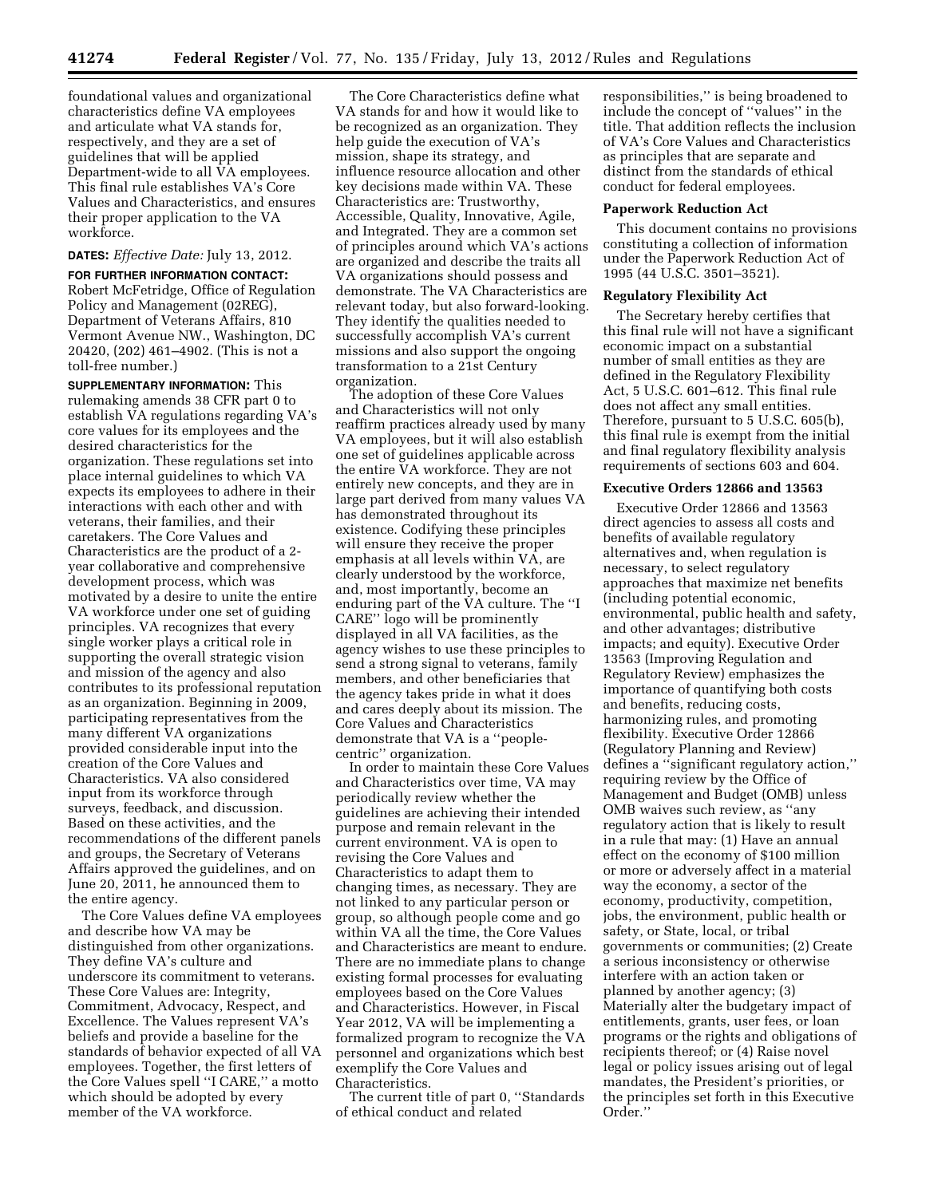foundational values and organizational characteristics define VA employees and articulate what VA stands for, respectively, and they are a set of guidelines that will be applied Department-wide to all VA employees. This final rule establishes VA's Core Values and Characteristics, and ensures their proper application to the VA workforce.

**DATES:** *Effective Date:* July 13, 2012.

**FOR FURTHER INFORMATION CONTACT:** Robert McFetridge, Office of Regulation Policy and Management (02REG), Department of Veterans Affairs, 810 Vermont Avenue NW., Washington, DC 20420, (202) 461–4902. (This is not a toll-free number.)

**SUPPLEMENTARY INFORMATION:** This rulemaking amends 38 CFR part 0 to establish VA regulations regarding VA's core values for its employees and the desired characteristics for the organization. These regulations set into place internal guidelines to which VA expects its employees to adhere in their interactions with each other and with veterans, their families, and their caretakers. The Core Values and Characteristics are the product of a 2-year collaborative and comprehensive development process, which was motivated by a desire to unite the entire VA workforce under one set of guiding principles. VA recognizes that every single worker plays a critical role in supporting the overall strategic vision and mission of the agency and also contributes to its professional reputation as an organization. Beginning in 2009, participating representatives from the many different VA organizations provided considerable input into the creation of the Core Values and Characteristics. VA also considered input from its workforce through surveys, feedback, and discussion. Based on these activities, and the recommendations of the different panels and groups, the Secretary of Veterans Affairs approved the guidelines, and on June 20, 2011, he announced them to the entire agency.

The Core Values define VA employees and describe how VA may be distinguished from other organizations. They define VA's culture and underscore its commitment to veterans. These Core Values are: Integrity, Commitment, Advocacy, Respect, and Excellence. The Values represent VA's beliefs and provide a baseline for the standards of behavior expected of all VA employees. Together, the first letters of the Core Values spell ''I CARE,'' a motto which should be adopted by every member of the VA workforce.

The Core Characteristics define what VA stands for and how it would like to be recognized as an organization. They help guide the execution of VA's mission, shape its strategy, and influence resource allocation and other key decisions made within VA. These Characteristics are: Trustworthy, Accessible, Quality, Innovative, Agile, and Integrated. They are a common set of principles around which VA's actions are organized and describe the traits all VA organizations should possess and demonstrate. The VA Characteristics are relevant today, but also forward-looking. They identify the qualities needed to successfully accomplish VA's current missions and also support the ongoing transformation to a 21st Century organization.

The adoption of these Core Values and Characteristics will not only reaffirm practices already used by many VA employees, but it will also establish one set of guidelines applicable across the entire VA workforce. They are not entirely new concepts, and they are in large part derived from many values VA has demonstrated throughout its existence. Codifying these principles will ensure they receive the proper emphasis at all levels within VA, are clearly understood by the workforce, and, most importantly, become an enduring part of the VA culture. The ''I CARE'' logo will be prominently displayed in all VA facilities, as the agency wishes to use these principles to send a strong signal to veterans, family members, and other beneficiaries that the agency takes pride in what it does and cares deeply about its mission. The Core Values and Characteristics demonstrate that VA is a ''people-centric'' organization.

In order to maintain these Core Values and Characteristics over time, VA may periodically review whether the guidelines are achieving their intended purpose and remain relevant in the current environment. VA is open to revising the Core Values and Characteristics to adapt them to changing times, as necessary. They are not linked to any particular person or group, so although people come and go within VA all the time, the Core Values and Characteristics are meant to endure. There are no immediate plans to change existing formal processes for evaluating employees based on the Core Values and Characteristics. However, in Fiscal Year 2012, VA will be implementing a formalized program to recognize the VA personnel and organizations which best exemplify the Core Values and Characteristics.

The current title of part 0, ''Standards of ethical conduct and related responsibilities,'' is being broadened to include the concept of ''values'' in the title. That addition reflects the inclusion of VA's Core Values and Characteristics as principles that are separate and distinct from the standards of ethical conduct for federal employees.

**Paperwork Reduction Act**

This document contains no provisions constituting a collection of information under the Paperwork Reduction Act of 1995 (44 U.S.C. 3501–3521).

**Regulatory Flexibility Act**

The Secretary hereby certifies that this final rule will not have a significant economic impact on a substantial number of small entities as they are defined in the Regulatory Flexibility Act, 5 U.S.C. 601–612. This final rule does not affect any small entities. Therefore, pursuant to 5 U.S.C. 605(b), this final rule is exempt from the initial and final regulatory flexibility analysis requirements of sections 603 and 604.

**Executive Orders 12866 and 13563**

Executive Order 12866 and 13563 direct agencies to assess all costs and benefits of available regulatory alternatives and, when regulation is necessary, to select regulatory approaches that maximize net benefits (including potential economic, environmental, public health and safety, and other advantages; distributive impacts; and equity). Executive Order 13563 (Improving Regulation and Regulatory Review) emphasizes the importance of quantifying both costs and benefits, reducing costs, harmonizing rules, and promoting flexibility. Executive Order 12866 (Regulatory Planning and Review) defines a ''significant regulatory action,'' requiring review by the Office of Management and Budget (OMB) unless OMB waives such review, as ''any regulatory action that is likely to result in a rule that may: (1) Have an annual effect on the economy of $100 million or more or adversely affect in a material way the economy, a sector of the economy, productivity, competition, jobs, the environment, public health or safety, or State, local, or tribal governments or communities; (2) Create a serious inconsistency or otherwise interfere with an action taken or planned by another agency; (3) Materially alter the budgetary impact of entitlements, grants, user fees, or loan programs or the rights and obligations of recipients thereof; or (4) Raise novel legal or policy issues arising out of legal mandates, the President's priorities, or the principles set forth in this Executive Order.''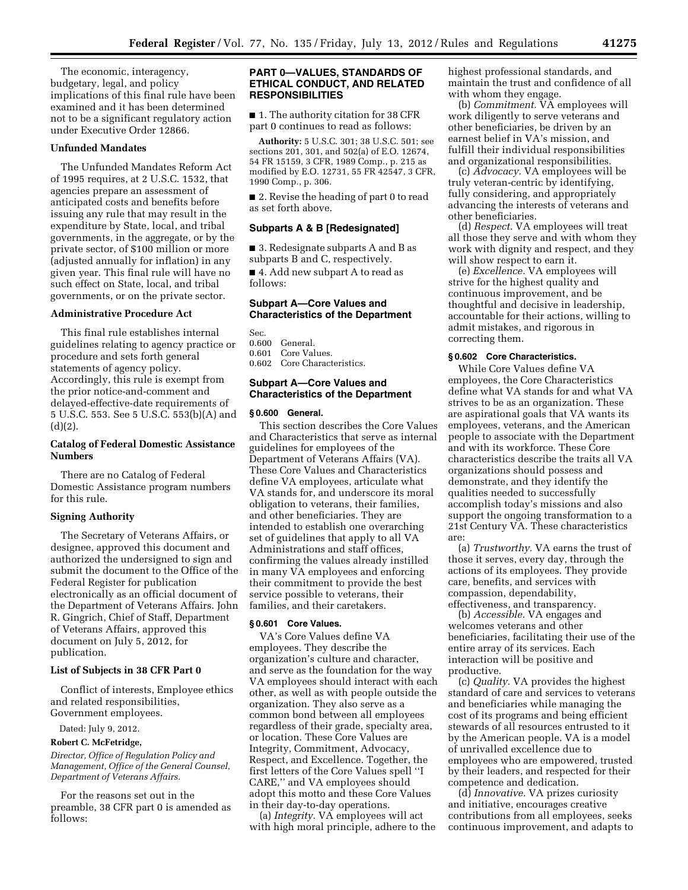The economic, interagency, budgetary, legal, and policy implications of this final rule have been examined and it has been determined not to be a significant regulatory action under Executive Order 12866.

### Unfunded Mandates

The Unfunded Mandates Reform Act of 1995 requires, at 2 U.S.C. 1532, that agencies prepare an assessment of anticipated costs and benefits before issuing any rule that may result in the expenditure by State, local, and tribal governments, in the aggregate, or by the private sector, of $100 million or more (adjusted annually for inflation) in any given year. This final rule will have no such effect on State, local, and tribal governments, or on the private sector.

### Administrative Procedure Act

This final rule establishes internal guidelines relating to agency practice or procedure and sets forth general statements of agency policy. Accordingly, this rule is exempt from the prior notice-and-comment and delayed-effective-date requirements of 5 U.S.C. 553. See 5 U.S.C. 553(b)(A) and (d)(2).

### Catalog of Federal Domestic Assistance Numbers

There are no Catalog of Federal Domestic Assistance program numbers for this rule.

### Signing Authority

The Secretary of Veterans Affairs, or designee, approved this document and authorized the undersigned to sign and submit the document to the Office of the Federal Register for publication electronically as an official document of the Department of Veterans Affairs. John R. Gingrich, Chief of Staff, Department of Veterans Affairs, approved this document on July 5, 2012, for publication.

### List of Subjects in 38 CFR Part 0

Conflict of interests, Employee ethics and related responsibilities, Government employees.

Dated: July 9, 2012.

**Robert C. McFetridge,**

*Director, Office of Regulation Policy and Management, Office of the General Counsel, Department of Veterans Affairs.*

For the reasons set out in the preamble, 38 CFR part 0 is amended as follows:

## PART 0—VALUES, STANDARDS OF ETHICAL CONDUCT, AND RELATED RESPONSIBILITIES

■ 1. The authority citation for 38 CFR part 0 continues to read as follows:

**Authority:** 5 U.S.C. 301; 38 U.S.C. 501; see sections 201, 301, and 502(a) of E.O. 12674, 54 FR 15159, 3 CFR, 1989 Comp., p. 215 as modified by E.O. 12731, 55 FR 42547, 3 CFR, 1990 Comp., p. 306.

■ 2. Revise the heading of part 0 to read as set forth above.

### Subparts A & B [Redesignated]

■ 3. Redesignate subparts A and B as subparts B and C, respectively.

■ 4. Add new subpart A to read as follows:

### Subpart A—Core Values and Characteristics of the Department

Sec.
0.600 General.
0.601 Core Values.
0.602 Core Characteristics.

### Subpart A—Core Values and Characteristics of the Department

#### § 0.600 General.

This section describes the Core Values and Characteristics that serve as internal guidelines for employees of the Department of Veterans Affairs (VA). These Core Values and Characteristics define VA employees, articulate what VA stands for, and underscore its moral obligation to veterans, their families, and other beneficiaries. They are intended to establish one overarching set of guidelines that apply to all VA Administrations and staff offices, confirming the values already instilled in many VA employees and enforcing their commitment to provide the best service possible to veterans, their families, and their caretakers.

#### § 0.601 Core Values.

VA's Core Values define VA employees. They describe the organization's culture and character, and serve as the foundation for the way VA employees should interact with each other, as well as with people outside the organization. They also serve as a common bond between all employees regardless of their grade, specialty area, or location. These Core Values are Integrity, Commitment, Advocacy, Respect, and Excellence. Together, the first letters of the Core Values spell "I CARE," and VA employees should adopt this motto and these Core Values in their day-to-day operations.

(a) *Integrity.* VA employees will act with high moral principle, adhere to the highest professional standards, and maintain the trust and confidence of all with whom they engage.

(b) *Commitment.* VA employees will work diligently to serve veterans and other beneficiaries, be driven by an earnest belief in VA's mission, and fulfill their individual responsibilities and organizational responsibilities.

(c) *Advocacy.* VA employees will be truly veteran-centric by identifying, fully considering, and appropriately advancing the interests of veterans and other beneficiaries.

(d) *Respect.* VA employees will treat all those they serve and with whom they work with dignity and respect, and they will show respect to earn it.

(e) *Excellence.* VA employees will strive for the highest quality and continuous improvement, and be thoughtful and decisive in leadership, accountable for their actions, willing to admit mistakes, and rigorous in correcting them.

#### § 0.602 Core Characteristics.

While Core Values define VA employees, the Core Characteristics define what VA stands for and what VA strives to be as an organization. These are aspirational goals that VA wants its employees, veterans, and the American people to associate with the Department and with its workforce. These Core characteristics describe the traits all VA organizations should possess and demonstrate, and they identify the qualities needed to successfully accomplish today's missions and also support the ongoing transformation to a 21st Century VA. These characteristics are:

(a) *Trustworthy.* VA earns the trust of those it serves, every day, through the actions of its employees. They provide care, benefits, and services with compassion, dependability, effectiveness, and transparency.

(b) *Accessible.* VA engages and welcomes veterans and other beneficiaries, facilitating their use of the entire array of its services. Each interaction will be positive and productive.

(c) *Quality.* VA provides the highest standard of care and services to veterans and beneficiaries while managing the cost of its programs and being efficient stewards of all resources entrusted to it by the American people. VA is a model of unrivalled excellence due to employees who are empowered, trusted by their leaders, and respected for their competence and dedication.

(d) *Innovative.* VA prizes curiosity and initiative, encourages creative contributions from all employees, seeks continuous improvement, and adapts to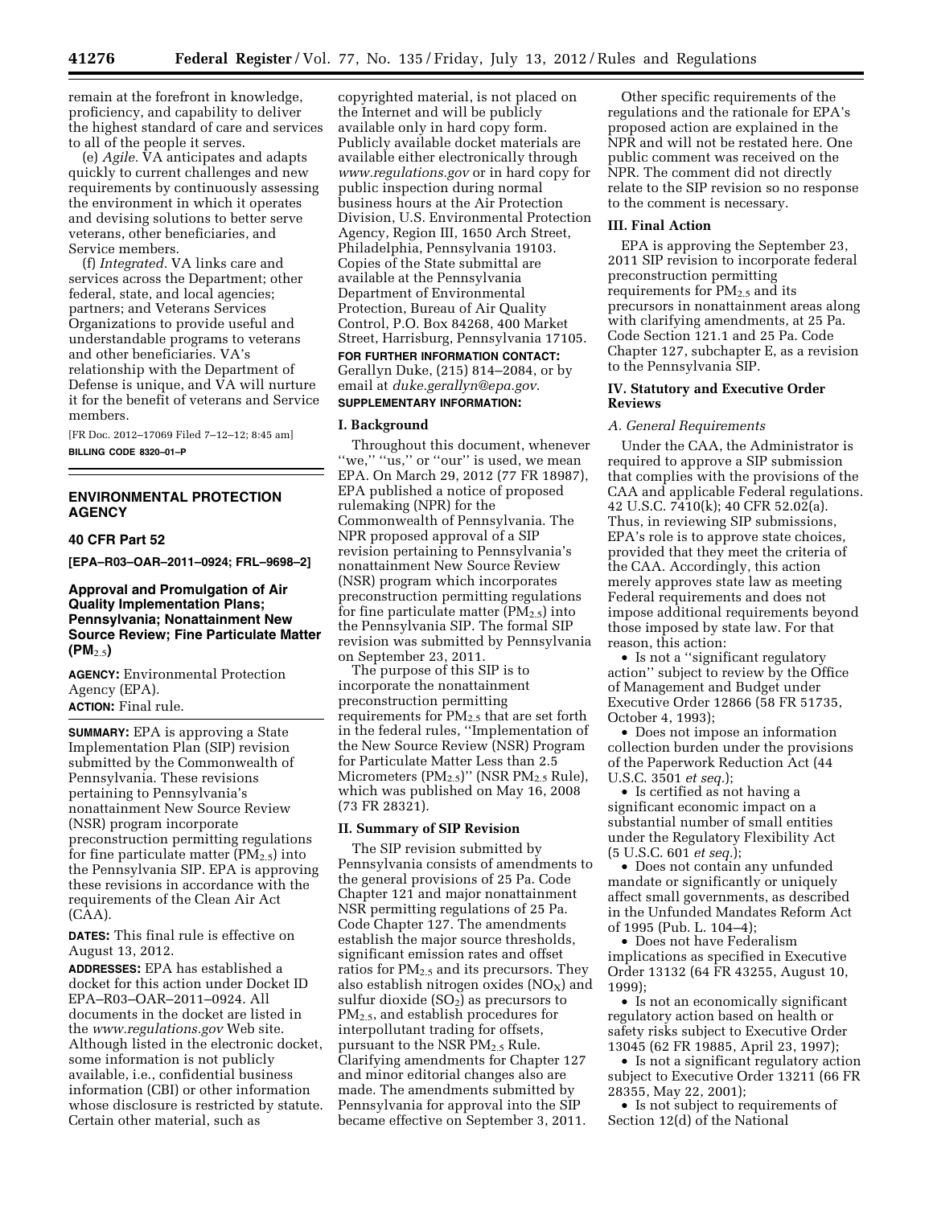remain at the forefront in knowledge, proficiency, and capability to deliver the highest standard of care and services to all of the people it serves.

(e) *Agile.* VA anticipates and adapts quickly to current challenges and new requirements by continuously assessing the environment in which it operates and devising solutions to better serve veterans, other beneficiaries, and Service members.

(f) *Integrated.* VA links care and services across the Department; other federal, state, and local agencies; partners; and Veterans Services Organizations to provide useful and understandable programs to veterans and other beneficiaries. VA's relationship with the Department of Defense is unique, and VA will nurture it for the benefit of veterans and Service members.

[FR Doc. 2012–17069 Filed 7–12–12; 8:45 am]

**BILLING CODE 8320–01–P**

## ENVIRONMENTAL PROTECTION AGENCY

### 40 CFR Part 52

**[EPA–R03–OAR–2011–0924; FRL–9698–2]**

### Approval and Promulgation of Air Quality Implementation Plans; Pennsylvania; Nonattainment New Source Review; Fine Particulate Matter ($PM_{2.5}$)

**AGENCY:** Environmental Protection Agency (EPA).

**ACTION:** Final rule.

**SUMMARY:** EPA is approving a State Implementation Plan (SIP) revision submitted by the Commonwealth of Pennsylvania. These revisions pertaining to Pennsylvania's nonattainment New Source Review (NSR) program incorporate preconstruction permitting regulations for fine particulate matter ($PM_{2.5}$) into the Pennsylvania SIP. EPA is approving these revisions in accordance with the requirements of the Clean Air Act (CAA).

**DATES:** This final rule is effective on August 13, 2012.

**ADDRESSES:** EPA has established a docket for this action under Docket ID EPA–R03–OAR–2011–0924. All documents in the docket are listed in the *www.regulations.gov* Web site. Although listed in the electronic docket, some information is not publicly available, i.e., confidential business information (CBI) or other information whose disclosure is restricted by statute. Certain other material, such as copyrighted material, is not placed on the Internet and will be publicly available only in hard copy form. Publicly available docket materials are available either electronically through *www.regulations.gov* or in hard copy for public inspection during normal business hours at the Air Protection Division, U.S. Environmental Protection Agency, Region III, 1650 Arch Street, Philadelphia, Pennsylvania 19103. Copies of the State submittal are available at the Pennsylvania Department of Environmental Protection, Bureau of Air Quality Control, P.O. Box 84268, 400 Market Street, Harrisburg, Pennsylvania 17105.

**FOR FURTHER INFORMATION CONTACT:** Gerallyn Duke, (215) 814–2084, or by email at *duke.gerallyn@epa.gov*.

**SUPPLEMENTARY INFORMATION:**

#### I. Background

Throughout this document, whenever "we," "us," or "our" is used, we mean EPA. On March 29, 2012 (77 FR 18987), EPA published a notice of proposed rulemaking (NPR) for the Commonwealth of Pennsylvania. The NPR proposed approval of a SIP revision pertaining to Pennsylvania's nonattainment New Source Review (NSR) program which incorporates preconstruction permitting regulations for fine particulate matter ($PM_{2.5}$) into the Pennsylvania SIP. The formal SIP revision was submitted by Pennsylvania on September 23, 2011.

The purpose of this SIP is to incorporate the nonattainment preconstruction permitting requirements for $PM_{2.5}$ that are set forth in the federal rules, "Implementation of the New Source Review (NSR) Program for Particulate Matter Less than 2.5 Micrometers ($PM_{2.5}$)" (NSR $PM_{2.5}$ Rule), which was published on May 16, 2008 (73 FR 28321).

#### II. Summary of SIP Revision

The SIP revision submitted by Pennsylvania consists of amendments to the general provisions of 25 Pa. Code Chapter 121 and major nonattainment NSR permitting regulations of 25 Pa. Code Chapter 127. The amendments establish the major source thresholds, significant emission rates and offset ratios for $PM_{2.5}$ and its precursors. They also establish nitrogen oxides ($NO_X$) and sulfur dioxide ($SO_2$) as precursors to $PM_{2.5}$, and establish procedures for interpollutant trading for offsets, pursuant to the NSR $PM_{2.5}$ Rule. Clarifying amendments for Chapter 127 and minor editorial changes also are made. The amendments submitted by Pennsylvania for approval into the SIP became effective on September 3, 2011.

Other specific requirements of the regulations and the rationale for EPA's proposed action are explained in the NPR and will not be restated here. One public comment was received on the NPR. The comment did not directly relate to the SIP revision so no response to the comment is necessary.

#### III. Final Action

EPA is approving the September 23, 2011 SIP revision to incorporate federal preconstruction permitting requirements for $PM_{2.5}$ and its precursors in nonattainment areas along with clarifying amendments, at 25 Pa. Code Section 121.1 and 25 Pa. Code Chapter 127, subchapter E, as a revision to the Pennsylvania SIP.

#### IV. Statutory and Executive Order Reviews

##### *A. General Requirements*

Under the CAA, the Administrator is required to approve a SIP submission that complies with the provisions of the CAA and applicable Federal regulations. 42 U.S.C. 7410(k); 40 CFR 52.02(a). Thus, in reviewing SIP submissions, EPA's role is to approve state choices, provided that they meet the criteria of the CAA. Accordingly, this action merely approves state law as meeting Federal requirements and does not impose additional requirements beyond those imposed by state law. For that reason, this action:

- Is not a "significant regulatory action" subject to review by the Office of Management and Budget under Executive Order 12866 (58 FR 51735, October 4, 1993);
- Does not impose an information collection burden under the provisions of the Paperwork Reduction Act (44 U.S.C. 3501 *et seq.*);
- Is certified as not having a significant economic impact on a substantial number of small entities under the Regulatory Flexibility Act (5 U.S.C. 601 *et seq.*);
- Does not contain any unfunded mandate or significantly or uniquely affect small governments, as described in the Unfunded Mandates Reform Act of 1995 (Pub. L. 104–4);
- Does not have Federalism implications as specified in Executive Order 13132 (64 FR 43255, August 10, 1999);
- Is not an economically significant regulatory action based on health or safety risks subject to Executive Order 13045 (62 FR 19885, April 23, 1997);
- Is not a significant regulatory action subject to Executive Order 13211 (66 FR 28355, May 22, 2001);
- Is not subject to requirements of Section 12(d) of the National